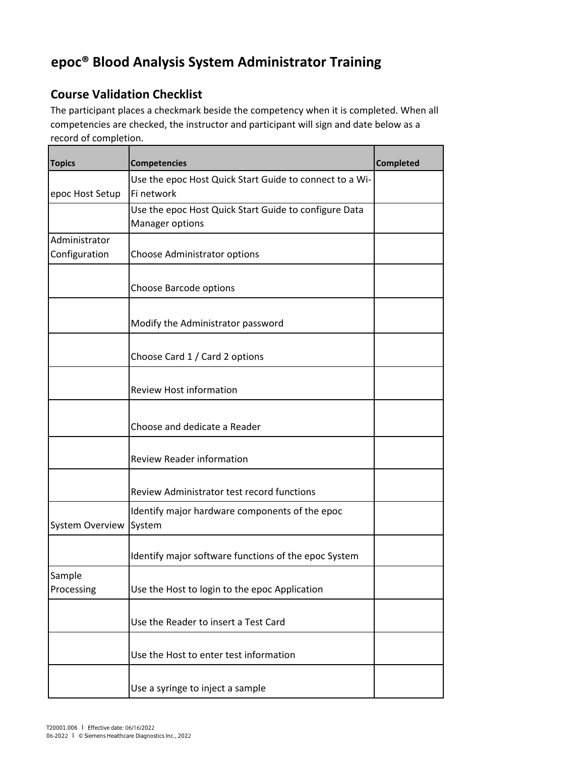# epoc® Blood Analysis System Administrator Training

## Course Validation Checklist

The participant places a checkmark beside the competency when it is completed. When all competencies are checked, the instructor and participant will sign and date below as a record of completion.

| Topics | Competencies | Completed |
|---|---|---|
| epoc Host Setup | Use the epoc Host Quick Start Guide to connect to a Wi-Fi network | |
| | Use the epoc Host Quick Start Guide to configure Data Manager options | |
| Administrator Configuration | Choose Administrator options | |
| | Choose Barcode options | |
| | Modify the Administrator password | |
| | Choose Card 1 / Card 2 options | |
| | Review Host information | |
| | Choose and dedicate a Reader | |
| | Review Reader information | |
| | Review Administrator test record functions | |
| System Overview | Identify major hardware components of the epoc System | |
| | Identify major software functions of the epoc System | |
| Sample Processing | Use the Host to login to the epoc Application | |
| | Use the Reader to insert a Test Card | |
| | Use the Host to enter test information | |
| | Use a syringe to inject a sample | |

T20001.006 | Effective date: 06/16/2022
06-2022 | © Siemens Healthcare Diagnostics Inc., 2022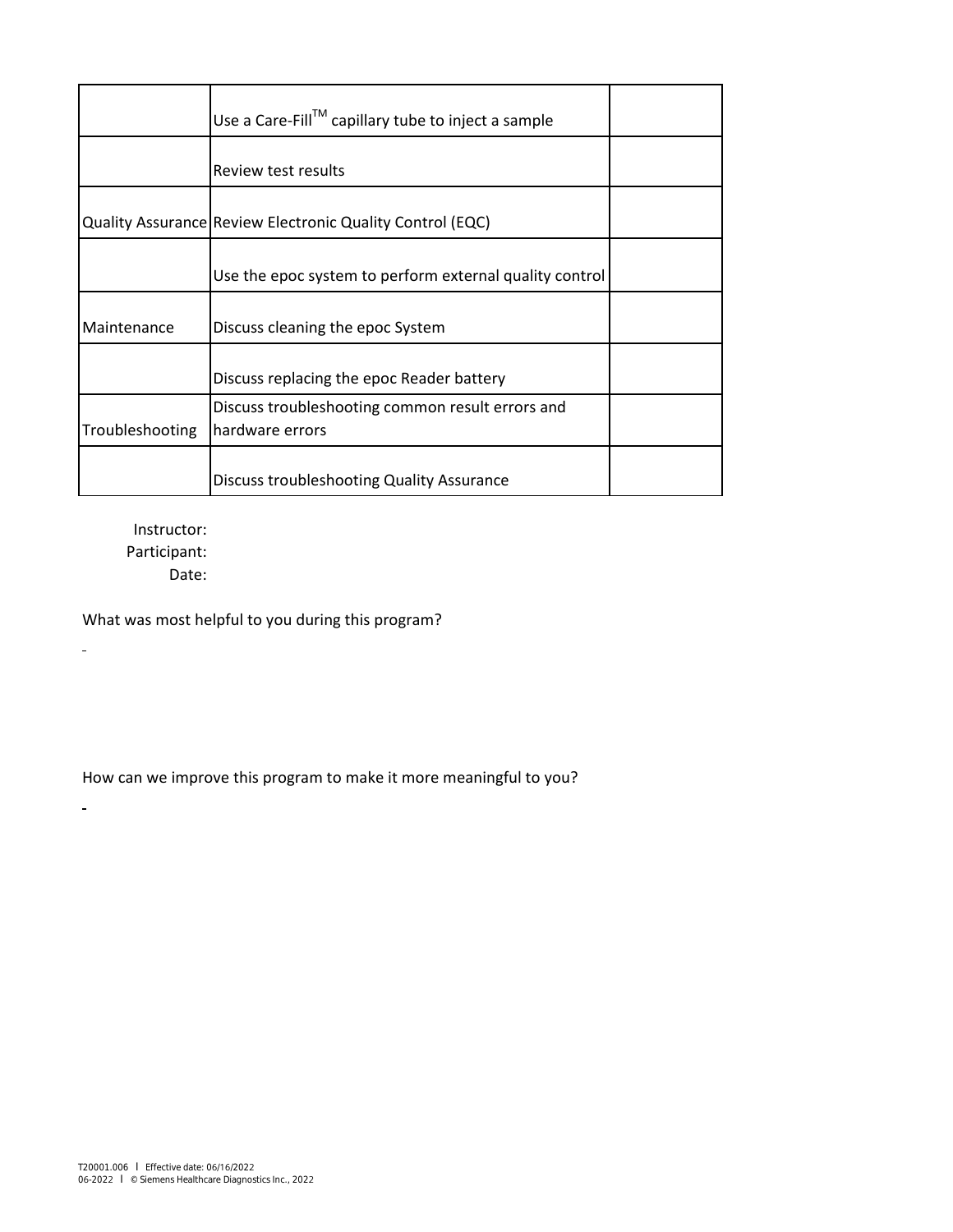| | | |
|---|---|---|
| | Use a Care-Fill™ capillary tube to inject a sample | |
| | Review test results | |
| Quality Assurance | Review Electronic Quality Control (EQC) | |
| | Use the epoc system to perform external quality control | |
| Maintenance | Discuss cleaning the epoc System | |
| | Discuss replacing the epoc Reader battery | |
| Troubleshooting | Discuss troubleshooting common result errors and hardware errors | |
| | Discuss troubleshooting Quality Assurance | |

Instructor:
Participant:
Date:

What was most helpful to you during this program?

How can we improve this program to make it more meaningful to you?

T20001.006 | Effective date: 06/16/2022
06-2022 | © Siemens Healthcare Diagnostics Inc., 2022